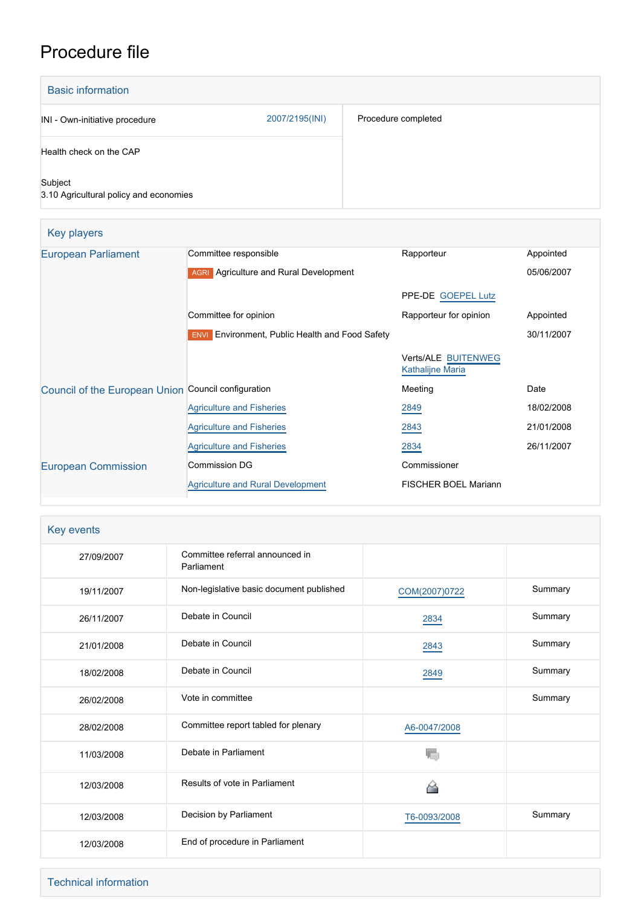# Procedure file

## Basic information

| | | |
|---|---|---|
| INI - Own-initiative procedure | 2007/2195(INI) | Procedure completed |
| Health check on the CAP | | |
| Subject<br>3.10 Agricultural policy and economies | | |

## Key players

| | | | |
|---|---|---|---|
| European Parliament | Committee responsible | Rapporteur | Appointed |
| | AGRI Agriculture and Rural Development | | 05/06/2007 |
| | | PPE-DE GOEPEL Lutz | |
| | Committee for opinion | Rapporteur for opinion | Appointed |
| | ENVI Environment, Public Health and Food Safety | | 30/11/2007 |
| | | Verts/ALE BUITENWEG Kathalijne Maria | |
| Council of the European Union | Council configuration | Meeting | Date |
| | Agriculture and Fisheries | 2849 | 18/02/2008 |
| | Agriculture and Fisheries | 2843 | 21/01/2008 |
| | Agriculture and Fisheries | 2834 | 26/11/2007 |
| European Commission | Commission DG | Commissioner | |
| | Agriculture and Rural Development | FISCHER BOEL Mariann | |

## Key events

| | | | |
|---|---|---|---|
| 27/09/2007 | Committee referral announced in Parliament | | |
| 19/11/2007 | Non-legislative basic document published | COM(2007)0722 | Summary |
| 26/11/2007 | Debate in Council | 2834 | Summary |
| 21/01/2008 | Debate in Council | 2843 | Summary |
| 18/02/2008 | Debate in Council | 2849 | Summary |
| 26/02/2008 | Vote in committee | | Summary |
| 28/02/2008 | Committee report tabled for plenary | A6-0047/2008 | |
| 11/03/2008 | Debate in Parliament | | |
| 12/03/2008 | Results of vote in Parliament | | |
| 12/03/2008 | Decision by Parliament | T6-0093/2008 | Summary |
| 12/03/2008 | End of procedure in Parliament | | |

## Technical information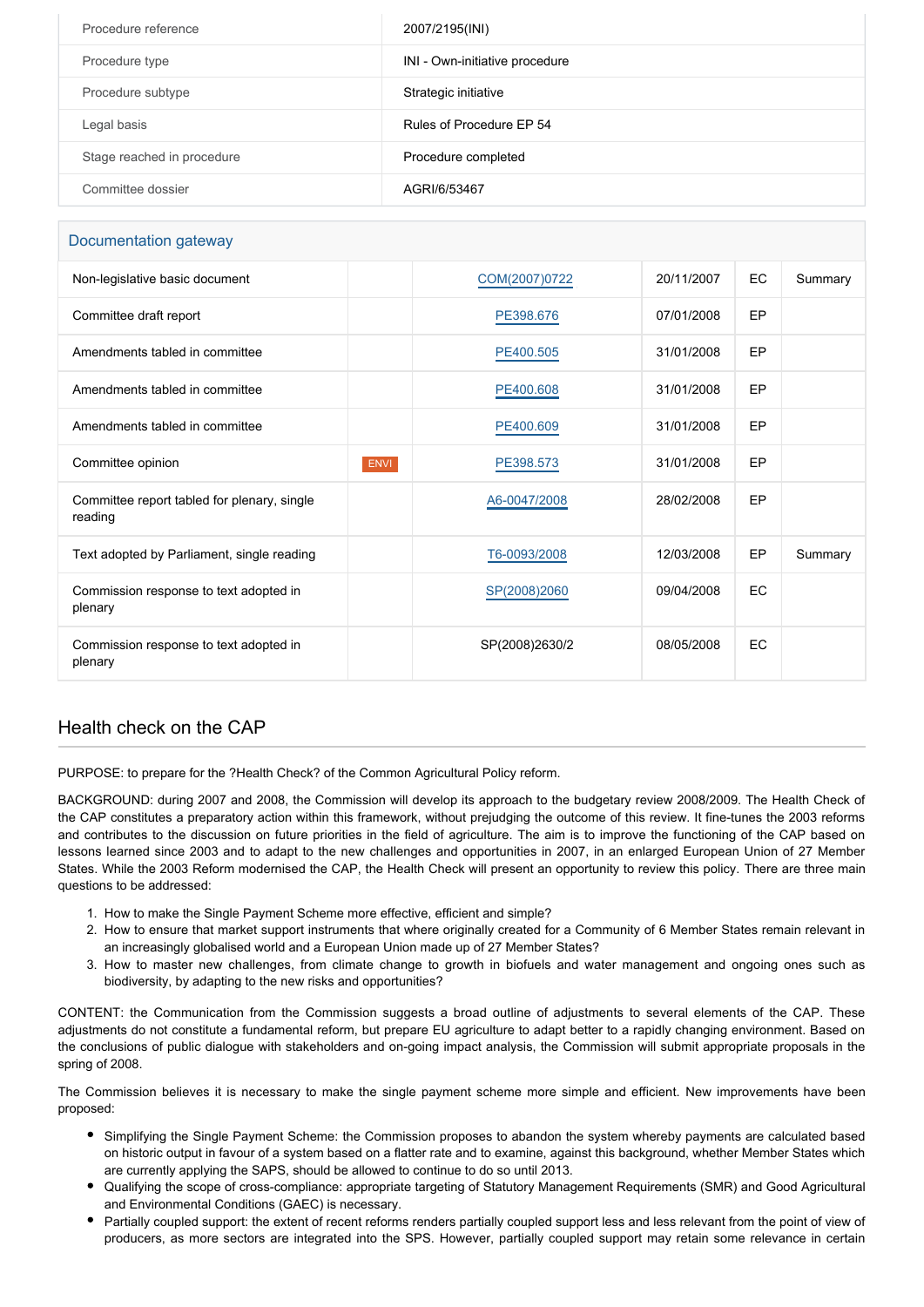| Procedure reference | 2007/2195(INI) |
| --- | --- |
| Procedure type | INI - Own-initiative procedure |
| Procedure subtype | Strategic initiative |
| Legal basis | Rules of Procedure EP 54 |
| Stage reached in procedure | Procedure completed |
| Committee dossier | AGRI/6/53467 |

## Documentation gateway

| | | | | | |
| --- | --- | --- | --- | --- | --- |
| Non-legislative basic document | | COM(2007)0722 | 20/11/2007 | EC | Summary |
| Committee draft report | | PE398.676 | 07/01/2008 | EP | |
| Amendments tabled in committee | | PE400.505 | 31/01/2008 | EP | |
| Amendments tabled in committee | | PE400.608 | 31/01/2008 | EP | |
| Amendments tabled in committee | | PE400.609 | 31/01/2008 | EP | |
| Committee opinion | ENVI | PE398.573 | 31/01/2008 | EP | |
| Committee report tabled for plenary, single reading | | A6-0047/2008 | 28/02/2008 | EP | |
| Text adopted by Parliament, single reading | | T6-0093/2008 | 12/03/2008 | EP | Summary |
| Commission response to text adopted in plenary | | SP(2008)2060 | 09/04/2008 | EC | |
| Commission response to text adopted in plenary | | SP(2008)2630/2 | 08/05/2008 | EC | |

## Health check on the CAP

PURPOSE: to prepare for the ?Health Check? of the Common Agricultural Policy reform.

BACKGROUND: during 2007 and 2008, the Commission will develop its approach to the budgetary review 2008/2009. The Health Check of the CAP constitutes a preparatory action within this framework, without prejudging the outcome of this review. It fine-tunes the 2003 reforms and contributes to the discussion on future priorities in the field of agriculture. The aim is to improve the functioning of the CAP based on lessons learned since 2003 and to adapt to the new challenges and opportunities in 2007, in an enlarged European Union of 27 Member States. While the 2003 Reform modernised the CAP, the Health Check will present an opportunity to review this policy. There are three main questions to be addressed:

1. How to make the Single Payment Scheme more effective, efficient and simple?
2. How to ensure that market support instruments that where originally created for a Community of 6 Member States remain relevant in an increasingly globalised world and a European Union made up of 27 Member States?
3. How to master new challenges, from climate change to growth in biofuels and water management and ongoing ones such as biodiversity, by adapting to the new risks and opportunities?

CONTENT: the Communication from the Commission suggests a broad outline of adjustments to several elements of the CAP. These adjustments do not constitute a fundamental reform, but prepare EU agriculture to adapt better to a rapidly changing environment. Based on the conclusions of public dialogue with stakeholders and on-going impact analysis, the Commission will submit appropriate proposals in the spring of 2008.

The Commission believes it is necessary to make the single payment scheme more simple and efficient. New improvements have been proposed:

- Simplifying the Single Payment Scheme: the Commission proposes to abandon the system whereby payments are calculated based on historic output in favour of a system based on a flatter rate and to examine, against this background, whether Member States which are currently applying the SAPS, should be allowed to continue to do so until 2013.
- Qualifying the scope of cross-compliance: appropriate targeting of Statutory Management Requirements (SMR) and Good Agricultural and Environmental Conditions (GAEC) is necessary.
- Partially coupled support: the extent of recent reforms renders partially coupled support less and less relevant from the point of view of producers, as more sectors are integrated into the SPS. However, partially coupled support may retain some relevance in certain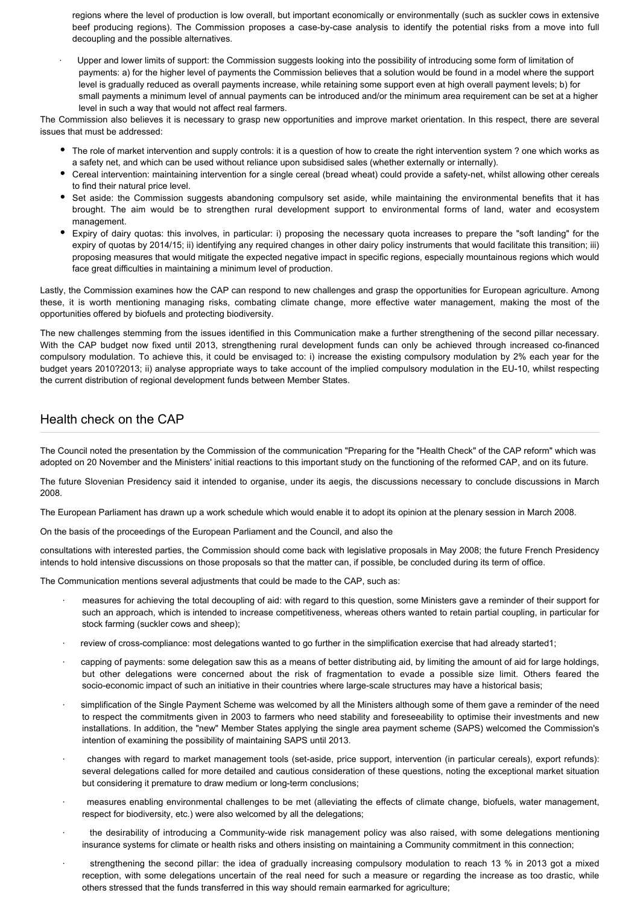regions where the level of production is low overall, but important economically or environmentally (such as suckler cows in extensive beef producing regions). The Commission proposes a case-by-case analysis to identify the potential risks from a move into full decoupling and the possible alternatives.

- Upper and lower limits of support: the Commission suggests looking into the possibility of introducing some form of limitation of payments: a) for the higher level of payments the Commission believes that a solution would be found in a model where the support level is gradually reduced as overall payments increase, while retaining some support even at high overall payment levels; b) for small payments a minimum level of annual payments can be introduced and/or the minimum area requirement can be set at a higher level in such a way that would not affect real farmers.

The Commission also believes it is necessary to grasp new opportunities and improve market orientation. In this respect, there are several issues that must be addressed:

- The role of market intervention and supply controls: it is a question of how to create the right intervention system ? one which works as a safety net, and which can be used without reliance upon subsidised sales (whether externally or internally).
- Cereal intervention: maintaining intervention for a single cereal (bread wheat) could provide a safety-net, whilst allowing other cereals to find their natural price level.
- Set aside: the Commission suggests abandoning compulsory set aside, while maintaining the environmental benefits that it has brought. The aim would be to strengthen rural development support to environmental forms of land, water and ecosystem management.
- Expiry of dairy quotas: this involves, in particular: i) proposing the necessary quota increases to prepare the "soft landing" for the expiry of quotas by 2014/15; ii) identifying any required changes in other dairy policy instruments that would facilitate this transition; iii) proposing measures that would mitigate the expected negative impact in specific regions, especially mountainous regions which would face great difficulties in maintaining a minimum level of production.

Lastly, the Commission examines how the CAP can respond to new challenges and grasp the opportunities for European agriculture. Among these, it is worth mentioning managing risks, combating climate change, more effective water management, making the most of the opportunities offered by biofuels and protecting biodiversity.

The new challenges stemming from the issues identified in this Communication make a further strengthening of the second pillar necessary. With the CAP budget now fixed until 2013, strengthening rural development funds can only be achieved through increased co-financed compulsory modulation. To achieve this, it could be envisaged to: i) increase the existing compulsory modulation by 2% each year for the budget years 2010?2013; ii) analyse appropriate ways to take account of the implied compulsory modulation in the EU-10, whilst respecting the current distribution of regional development funds between Member States.

## Health check on the CAP

The Council noted the presentation by the Commission of the communication "Preparing for the "Health Check" of the CAP reform" which was adopted on 20 November and the Ministers' initial reactions to this important study on the functioning of the reformed CAP, and on its future.

The future Slovenian Presidency said it intended to organise, under its aegis, the discussions necessary to conclude discussions in March 2008.

The European Parliament has drawn up a work schedule which would enable it to adopt its opinion at the plenary session in March 2008.

On the basis of the proceedings of the European Parliament and the Council, and also the

consultations with interested parties, the Commission should come back with legislative proposals in May 2008; the future French Presidency intends to hold intensive discussions on those proposals so that the matter can, if possible, be concluded during its term of office.

The Communication mentions several adjustments that could be made to the CAP, such as:

- measures for achieving the total decoupling of aid: with regard to this question, some Ministers gave a reminder of their support for such an approach, which is intended to increase competitiveness, whereas others wanted to retain partial coupling, in particular for stock farming (suckler cows and sheep);
- review of cross-compliance: most delegations wanted to go further in the simplification exercise that had already started[1];
- capping of payments: some delegation saw this as a means of better distributing aid, by limiting the amount of aid for large holdings, but other delegations were concerned about the risk of fragmentation to evade a possible size limit. Others feared the socio-economic impact of such an initiative in their countries where large-scale structures may have a historical basis;
- simplification of the Single Payment Scheme was welcomed by all the Ministers although some of them gave a reminder of the need to respect the commitments given in 2003 to farmers who need stability and foreseeability to optimise their investments and new installations. In addition, the "new" Member States applying the single area payment scheme (SAPS) welcomed the Commission's intention of examining the possibility of maintaining SAPS until 2013.
- changes with regard to market management tools (set-aside, price support, intervention (in particular cereals), export refunds): several delegations called for more detailed and cautious consideration of these questions, noting the exceptional market situation but considering it premature to draw medium or long-term conclusions;
- measures enabling environmental challenges to be met (alleviating the effects of climate change, biofuels, water management, respect for biodiversity, etc.) were also welcomed by all the delegations;
- the desirability of introducing a Community-wide risk management policy was also raised, with some delegations mentioning insurance systems for climate or health risks and others insisting on maintaining a Community commitment in this connection;
- strengthening the second pillar: the idea of gradually increasing compulsory modulation to reach 13 % in 2013 got a mixed reception, with some delegations uncertain of the real need for such a measure or regarding the increase as too drastic, while others stressed that the funds transferred in this way should remain earmarked for agriculture;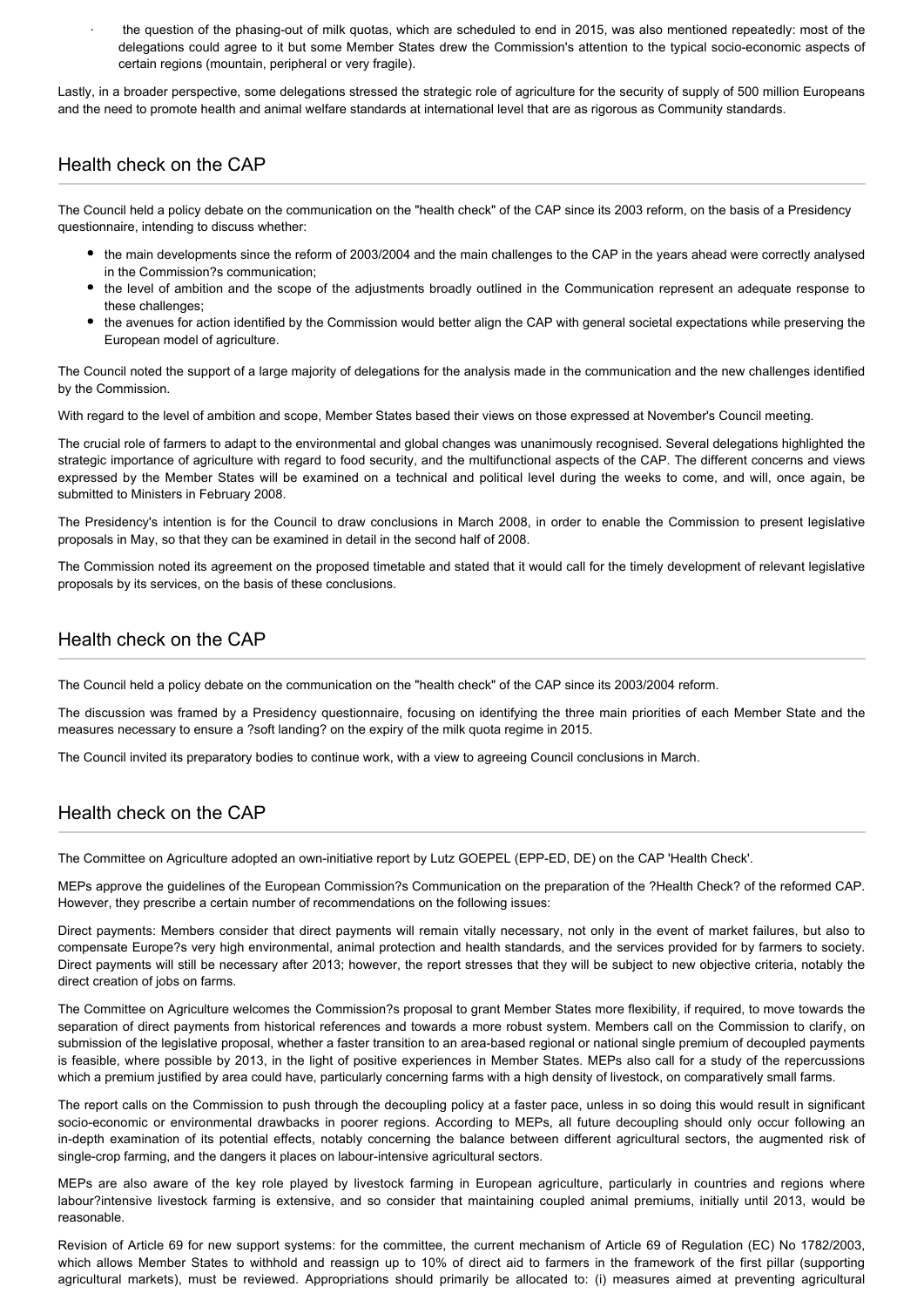- the question of the phasing-out of milk quotas, which are scheduled to end in 2015, was also mentioned repeatedly: most of the delegations could agree to it but some Member States drew the Commission's attention to the typical socio-economic aspects of certain regions (mountain, peripheral or very fragile).

Lastly, in a broader perspective, some delegations stressed the strategic role of agriculture for the security of supply of 500 million Europeans and the need to promote health and animal welfare standards at international level that are as rigorous as Community standards.

## Health check on the CAP

The Council held a policy debate on the communication on the "health check" of the CAP since its 2003 reform, on the basis of a Presidency questionnaire, intending to discuss whether:

- the main developments since the reform of 2003/2004 and the main challenges to the CAP in the years ahead were correctly analysed in the Commission?s communication;
- the level of ambition and the scope of the adjustments broadly outlined in the Communication represent an adequate response to these challenges;
- the avenues for action identified by the Commission would better align the CAP with general societal expectations while preserving the European model of agriculture.

The Council noted the support of a large majority of delegations for the analysis made in the communication and the new challenges identified by the Commission.

With regard to the level of ambition and scope, Member States based their views on those expressed at November's Council meeting.

The crucial role of farmers to adapt to the environmental and global changes was unanimously recognised. Several delegations highlighted the strategic importance of agriculture with regard to food security, and the multifunctional aspects of the CAP. The different concerns and views expressed by the Member States will be examined on a technical and political level during the weeks to come, and will, once again, be submitted to Ministers in February 2008.

The Presidency's intention is for the Council to draw conclusions in March 2008, in order to enable the Commission to present legislative proposals in May, so that they can be examined in detail in the second half of 2008.

The Commission noted its agreement on the proposed timetable and stated that it would call for the timely development of relevant legislative proposals by its services, on the basis of these conclusions.

## Health check on the CAP

The Council held a policy debate on the communication on the "health check" of the CAP since its 2003/2004 reform.

The discussion was framed by a Presidency questionnaire, focusing on identifying the three main priorities of each Member State and the measures necessary to ensure a ?soft landing? on the expiry of the milk quota regime in 2015.

The Council invited its preparatory bodies to continue work, with a view to agreeing Council conclusions in March.

## Health check on the CAP

The Committee on Agriculture adopted an own-initiative report by Lutz GOEPEL (EPP-ED, DE) on the CAP 'Health Check'.

MEPs approve the guidelines of the European Commission?s Communication on the preparation of the ?Health Check? of the reformed CAP. However, they prescribe a certain number of recommendations on the following issues:

Direct payments: Members consider that direct payments will remain vitally necessary, not only in the event of market failures, but also to compensate Europe?s very high environmental, animal protection and health standards, and the services provided for by farmers to society. Direct payments will still be necessary after 2013; however, the report stresses that they will be subject to new objective criteria, notably the direct creation of jobs on farms.

The Committee on Agriculture welcomes the Commission?s proposal to grant Member States more flexibility, if required, to move towards the separation of direct payments from historical references and towards a more robust system. Members call on the Commission to clarify, on submission of the legislative proposal, whether a faster transition to an area-based regional or national single premium of decoupled payments is feasible, where possible by 2013, in the light of positive experiences in Member States. MEPs also call for a study of the repercussions which a premium justified by area could have, particularly concerning farms with a high density of livestock, on comparatively small farms.

The report calls on the Commission to push through the decoupling policy at a faster pace, unless in so doing this would result in significant socio-economic or environmental drawbacks in poorer regions. According to MEPs, all future decoupling should only occur following an in-depth examination of its potential effects, notably concerning the balance between different agricultural sectors, the augmented risk of single-crop farming, and the dangers it places on labour-intensive agricultural sectors.

MEPs are also aware of the key role played by livestock farming in European agriculture, particularly in countries and regions where labour?intensive livestock farming is extensive, and so consider that maintaining coupled animal premiums, initially until 2013, would be reasonable.

Revision of Article 69 for new support systems: for the committee, the current mechanism of Article 69 of Regulation (EC) No 1782/2003, which allows Member States to withhold and reassign up to 10% of direct aid to farmers in the framework of the first pillar (supporting agricultural markets), must be reviewed. Appropriations should primarily be allocated to: (i) measures aimed at preventing agricultural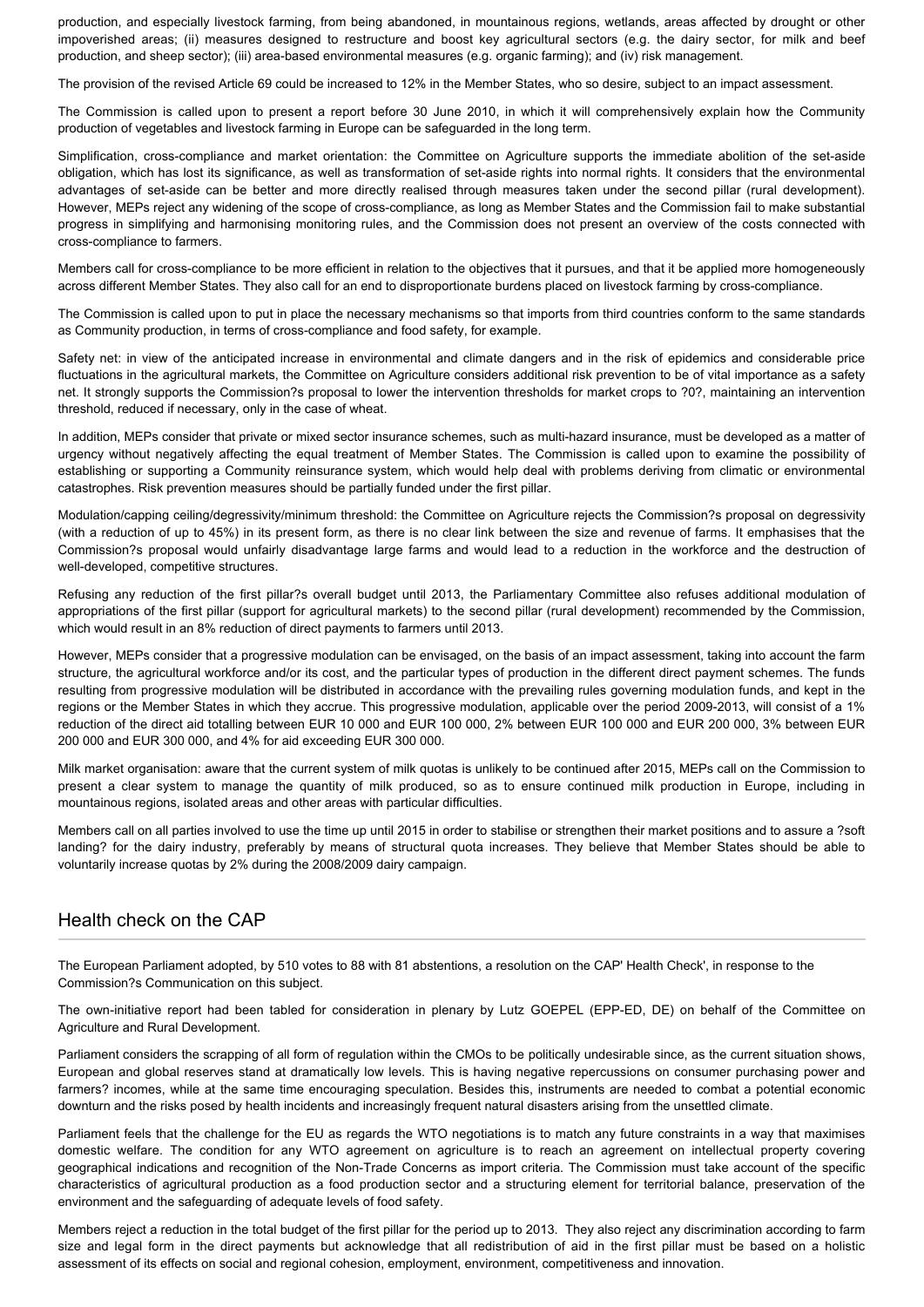production, and especially livestock farming, from being abandoned, in mountainous regions, wetlands, areas affected by drought or other impoverished areas; (ii) measures designed to restructure and boost key agricultural sectors (e.g. the dairy sector, for milk and beef production, and sheep sector); (iii) area-based environmental measures (e.g. organic farming); and (iv) risk management.

The provision of the revised Article 69 could be increased to 12% in the Member States, who so desire, subject to an impact assessment.

The Commission is called upon to present a report before 30 June 2010, in which it will comprehensively explain how the Community production of vegetables and livestock farming in Europe can be safeguarded in the long term.

Simplification, cross-compliance and market orientation: the Committee on Agriculture supports the immediate abolition of the set-aside obligation, which has lost its significance, as well as transformation of set-aside rights into normal rights. It considers that the environmental advantages of set-aside can be better and more directly realised through measures taken under the second pillar (rural development). However, MEPs reject any widening of the scope of cross-compliance, as long as Member States and the Commission fail to make substantial progress in simplifying and harmonising monitoring rules, and the Commission does not present an overview of the costs connected with cross-compliance to farmers.

Members call for cross-compliance to be more efficient in relation to the objectives that it pursues, and that it be applied more homogeneously across different Member States. They also call for an end to disproportionate burdens placed on livestock farming by cross-compliance.

The Commission is called upon to put in place the necessary mechanisms so that imports from third countries conform to the same standards as Community production, in terms of cross-compliance and food safety, for example.

Safety net: in view of the anticipated increase in environmental and climate dangers and in the risk of epidemics and considerable price fluctuations in the agricultural markets, the Committee on Agriculture considers additional risk prevention to be of vital importance as a safety net. It strongly supports the Commission?s proposal to lower the intervention thresholds for market crops to ?0?, maintaining an intervention threshold, reduced if necessary, only in the case of wheat.

In addition, MEPs consider that private or mixed sector insurance schemes, such as multi-hazard insurance, must be developed as a matter of urgency without negatively affecting the equal treatment of Member States. The Commission is called upon to examine the possibility of establishing or supporting a Community reinsurance system, which would help deal with problems deriving from climatic or environmental catastrophes. Risk prevention measures should be partially funded under the first pillar.

Modulation/capping ceiling/degressivity/minimum threshold: the Committee on Agriculture rejects the Commission?s proposal on degressivity (with a reduction of up to 45%) in its present form, as there is no clear link between the size and revenue of farms. It emphasises that the Commission?s proposal would unfairly disadvantage large farms and would lead to a reduction in the workforce and the destruction of well-developed, competitive structures.

Refusing any reduction of the first pillar?s overall budget until 2013, the Parliamentary Committee also refuses additional modulation of appropriations of the first pillar (support for agricultural markets) to the second pillar (rural development) recommended by the Commission, which would result in an 8% reduction of direct payments to farmers until 2013.

However, MEPs consider that a progressive modulation can be envisaged, on the basis of an impact assessment, taking into account the farm structure, the agricultural workforce and/or its cost, and the particular types of production in the different direct payment schemes. The funds resulting from progressive modulation will be distributed in accordance with the prevailing rules governing modulation funds, and kept in the regions or the Member States in which they accrue. This progressive modulation, applicable over the period 2009-2013, will consist of a 1% reduction of the direct aid totalling between EUR 10 000 and EUR 100 000, 2% between EUR 100 000 and EUR 200 000, 3% between EUR 200 000 and EUR 300 000, and 4% for aid exceeding EUR 300 000.

Milk market organisation: aware that the current system of milk quotas is unlikely to be continued after 2015, MEPs call on the Commission to present a clear system to manage the quantity of milk produced, so as to ensure continued milk production in Europe, including in mountainous regions, isolated areas and other areas with particular difficulties.

Members call on all parties involved to use the time up until 2015 in order to stabilise or strengthen their market positions and to assure a ?soft landing? for the dairy industry, preferably by means of structural quota increases. They believe that Member States should be able to voluntarily increase quotas by 2% during the 2008/2009 dairy campaign.

## Health check on the CAP

The European Parliament adopted, by 510 votes to 88 with 81 abstentions, a resolution on the CAP' Health Check', in response to the Commission?s Communication on this subject.

The own-initiative report had been tabled for consideration in plenary by Lutz GOEPEL (EPP-ED, DE) on behalf of the Committee on Agriculture and Rural Development.

Parliament considers the scrapping of all form of regulation within the CMOs to be politically undesirable since, as the current situation shows, European and global reserves stand at dramatically low levels. This is having negative repercussions on consumer purchasing power and farmers? incomes, while at the same time encouraging speculation. Besides this, instruments are needed to combat a potential economic downturn and the risks posed by health incidents and increasingly frequent natural disasters arising from the unsettled climate.

Parliament feels that the challenge for the EU as regards the WTO negotiations is to match any future constraints in a way that maximises domestic welfare. The condition for any WTO agreement on agriculture is to reach an agreement on intellectual property covering geographical indications and recognition of the Non-Trade Concerns as import criteria. The Commission must take account of the specific characteristics of agricultural production as a food production sector and a structuring element for territorial balance, preservation of the environment and the safeguarding of adequate levels of food safety.

Members reject a reduction in the total budget of the first pillar for the period up to 2013. They also reject any discrimination according to farm size and legal form in the direct payments but acknowledge that all redistribution of aid in the first pillar must be based on a holistic assessment of its effects on social and regional cohesion, employment, environment, competitiveness and innovation.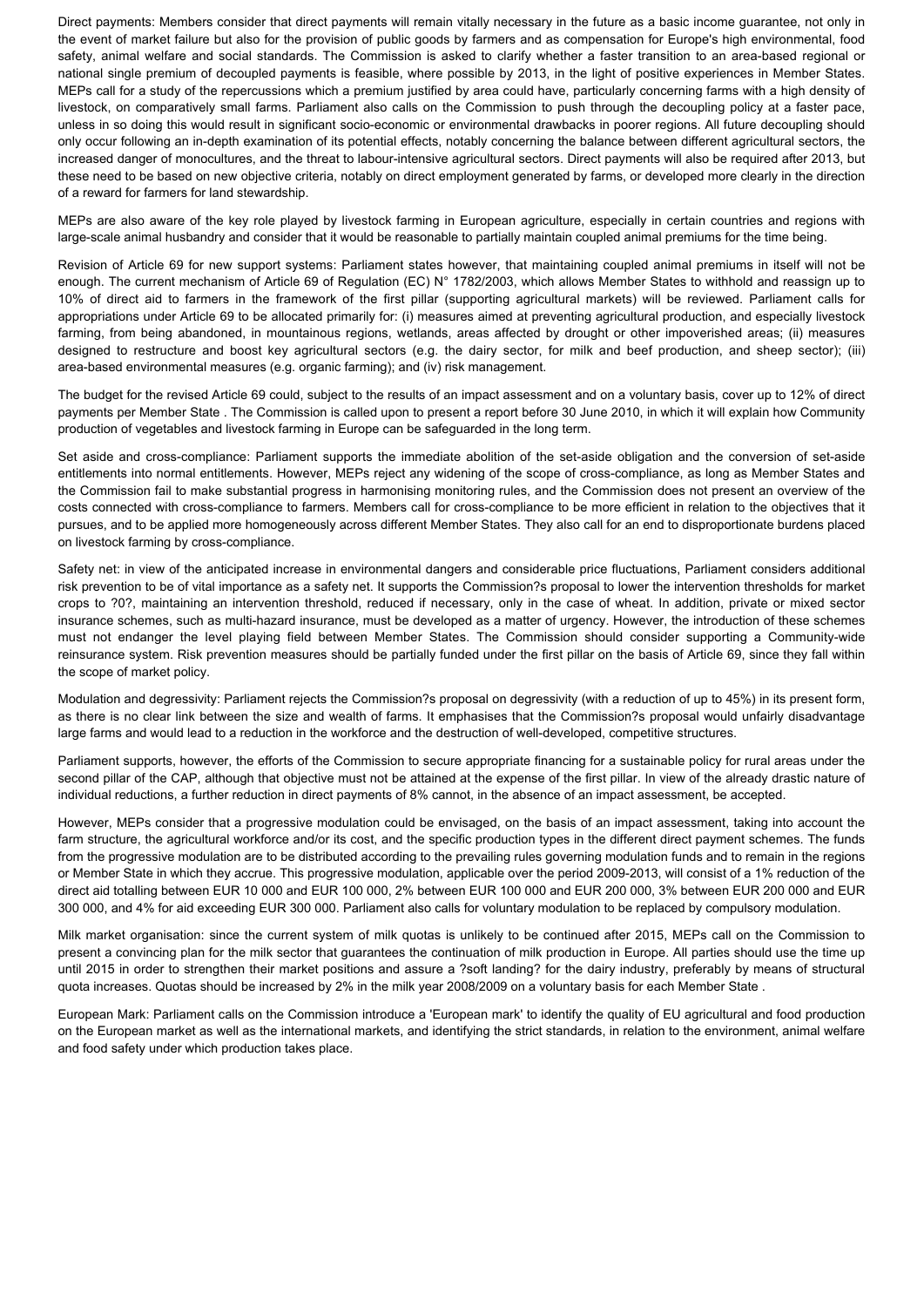Direct payments: Members consider that direct payments will remain vitally necessary in the future as a basic income guarantee, not only in the event of market failure but also for the provision of public goods by farmers and as compensation for Europe's high environmental, food safety, animal welfare and social standards. The Commission is asked to clarify whether a faster transition to an area-based regional or national single premium of decoupled payments is feasible, where possible by 2013, in the light of positive experiences in Member States. MEPs call for a study of the repercussions which a premium justified by area could have, particularly concerning farms with a high density of livestock, on comparatively small farms. Parliament also calls on the Commission to push through the decoupling policy at a faster pace, unless in so doing this would result in significant socio-economic or environmental drawbacks in poorer regions. All future decoupling should only occur following an in-depth examination of its potential effects, notably concerning the balance between different agricultural sectors, the increased danger of monocultures, and the threat to labour-intensive agricultural sectors. Direct payments will also be required after 2013, but these need to be based on new objective criteria, notably on direct employment generated by farms, or developed more clearly in the direction of a reward for farmers for land stewardship.

MEPs are also aware of the key role played by livestock farming in European agriculture, especially in certain countries and regions with large-scale animal husbandry and consider that it would be reasonable to partially maintain coupled animal premiums for the time being.

Revision of Article 69 for new support systems: Parliament states however, that maintaining coupled animal premiums in itself will not be enough. The current mechanism of Article 69 of Regulation (EC) N° 1782/2003, which allows Member States to withhold and reassign up to 10% of direct aid to farmers in the framework of the first pillar (supporting agricultural markets) will be reviewed. Parliament calls for appropriations under Article 69 to be allocated primarily for: (i) measures aimed at preventing agricultural production, and especially livestock farming, from being abandoned, in mountainous regions, wetlands, areas affected by drought or other impoverished areas; (ii) measures designed to restructure and boost key agricultural sectors (e.g. the dairy sector, for milk and beef production, and sheep sector); (iii) area-based environmental measures (e.g. organic farming); and (iv) risk management.

The budget for the revised Article 69 could, subject to the results of an impact assessment and on a voluntary basis, cover up to 12% of direct payments per Member State . The Commission is called upon to present a report before 30 June 2010, in which it will explain how Community production of vegetables and livestock farming in Europe can be safeguarded in the long term.

Set aside and cross-compliance: Parliament supports the immediate abolition of the set-aside obligation and the conversion of set-aside entitlements into normal entitlements. However, MEPs reject any widening of the scope of cross-compliance, as long as Member States and the Commission fail to make substantial progress in harmonising monitoring rules, and the Commission does not present an overview of the costs connected with cross-compliance to farmers. Members call for cross-compliance to be more efficient in relation to the objectives that it pursues, and to be applied more homogeneously across different Member States. They also call for an end to disproportionate burdens placed on livestock farming by cross-compliance.

Safety net: in view of the anticipated increase in environmental dangers and considerable price fluctuations, Parliament considers additional risk prevention to be of vital importance as a safety net. It supports the Commission?s proposal to lower the intervention thresholds for market crops to ?0?, maintaining an intervention threshold, reduced if necessary, only in the case of wheat. In addition, private or mixed sector insurance schemes, such as multi-hazard insurance, must be developed as a matter of urgency. However, the introduction of these schemes must not endanger the level playing field between Member States. The Commission should consider supporting a Community-wide reinsurance system. Risk prevention measures should be partially funded under the first pillar on the basis of Article 69, since they fall within the scope of market policy.

Modulation and degressivity: Parliament rejects the Commission?s proposal on degressivity (with a reduction of up to 45%) in its present form, as there is no clear link between the size and wealth of farms. It emphasises that the Commission?s proposal would unfairly disadvantage large farms and would lead to a reduction in the workforce and the destruction of well-developed, competitive structures.

Parliament supports, however, the efforts of the Commission to secure appropriate financing for a sustainable policy for rural areas under the second pillar of the CAP, although that objective must not be attained at the expense of the first pillar. In view of the already drastic nature of individual reductions, a further reduction in direct payments of 8% cannot, in the absence of an impact assessment, be accepted.

However, MEPs consider that a progressive modulation could be envisaged, on the basis of an impact assessment, taking into account the farm structure, the agricultural workforce and/or its cost, and the specific production types in the different direct payment schemes. The funds from the progressive modulation are to be distributed according to the prevailing rules governing modulation funds and to remain in the regions or Member State in which they accrue. This progressive modulation, applicable over the period 2009-2013, will consist of a 1% reduction of the direct aid totalling between EUR 10 000 and EUR 100 000, 2% between EUR 100 000 and EUR 200 000, 3% between EUR 200 000 and EUR 300 000, and 4% for aid exceeding EUR 300 000. Parliament also calls for voluntary modulation to be replaced by compulsory modulation.

Milk market organisation: since the current system of milk quotas is unlikely to be continued after 2015, MEPs call on the Commission to present a convincing plan for the milk sector that guarantees the continuation of milk production in Europe. All parties should use the time up until 2015 in order to strengthen their market positions and assure a ?soft landing? for the dairy industry, preferably by means of structural quota increases. Quotas should be increased by 2% in the milk year 2008/2009 on a voluntary basis for each Member State .

European Mark: Parliament calls on the Commission introduce a 'European mark' to identify the quality of EU agricultural and food production on the European market as well as the international markets, and identifying the strict standards, in relation to the environment, animal welfare and food safety under which production takes place.